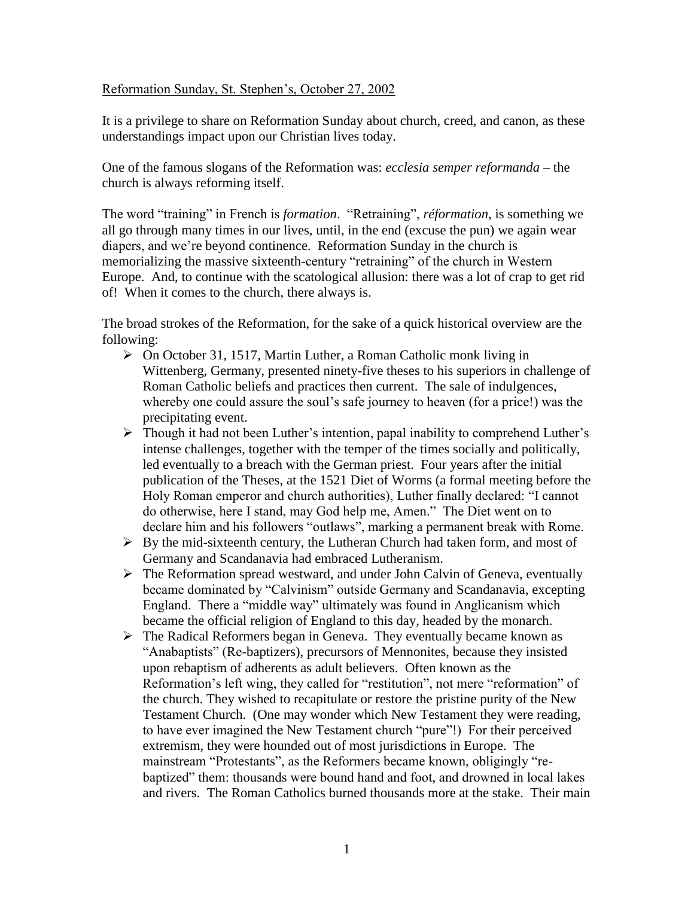Reformation Sunday, St. Stephen's, October 27, 2002

It is a privilege to share on Reformation Sunday about church, creed, and canon, as these understandings impact upon our Christian lives today.

One of the famous slogans of the Reformation was: *ecclesia semper reformanda* – the church is always reforming itself.

The word "training" in French is *formation*. "Retraining", *réformation*, is something we all go through many times in our lives, until, in the end (excuse the pun) we again wear diapers, and we're beyond continence. Reformation Sunday in the church is memorializing the massive sixteenth-century "retraining" of the church in Western Europe. And, to continue with the scatological allusion: there was a lot of crap to get rid of! When it comes to the church, there always is.

The broad strokes of the Reformation, for the sake of a quick historical overview are the following:

- On October 31, 1517, Martin Luther, a Roman Catholic monk living in Wittenberg, Germany, presented ninety-five theses to his superiors in challenge of Roman Catholic beliefs and practices then current. The sale of indulgences, whereby one could assure the soul's safe journey to heaven (for a price!) was the precipitating event.
- Though it had not been Luther's intention, papal inability to comprehend Luther's intense challenges, together with the temper of the times socially and politically, led eventually to a breach with the German priest. Four years after the initial publication of the Theses, at the 1521 Diet of Worms (a formal meeting before the Holy Roman emperor and church authorities), Luther finally declared: "I cannot do otherwise, here I stand, may God help me, Amen." The Diet went on to declare him and his followers "outlaws", marking a permanent break with Rome.
- By the mid-sixteenth century, the Lutheran Church had taken form, and most of Germany and Scandanavia had embraced Lutheranism.
- The Reformation spread westward, and under John Calvin of Geneva, eventually became dominated by "Calvinism" outside Germany and Scandanavia, excepting England. There a "middle way" ultimately was found in Anglicanism which became the official religion of England to this day, headed by the monarch.
- The Radical Reformers began in Geneva. They eventually became known as "Anabaptists" (Re-baptizers), precursors of Mennonites, because they insisted upon rebaptism of adherents as adult believers. Often known as the Reformation's left wing, they called for "restitution", not mere "reformation" of the church. They wished to recapitulate or restore the pristine purity of the New Testament Church. (One may wonder which New Testament they were reading, to have ever imagined the New Testament church "pure"!) For their perceived extremism, they were hounded out of most jurisdictions in Europe. The mainstream "Protestants", as the Reformers became known, obligingly "re-baptized" them: thousands were bound hand and foot, and drowned in local lakes and rivers. The Roman Catholics burned thousands more at the stake. Their main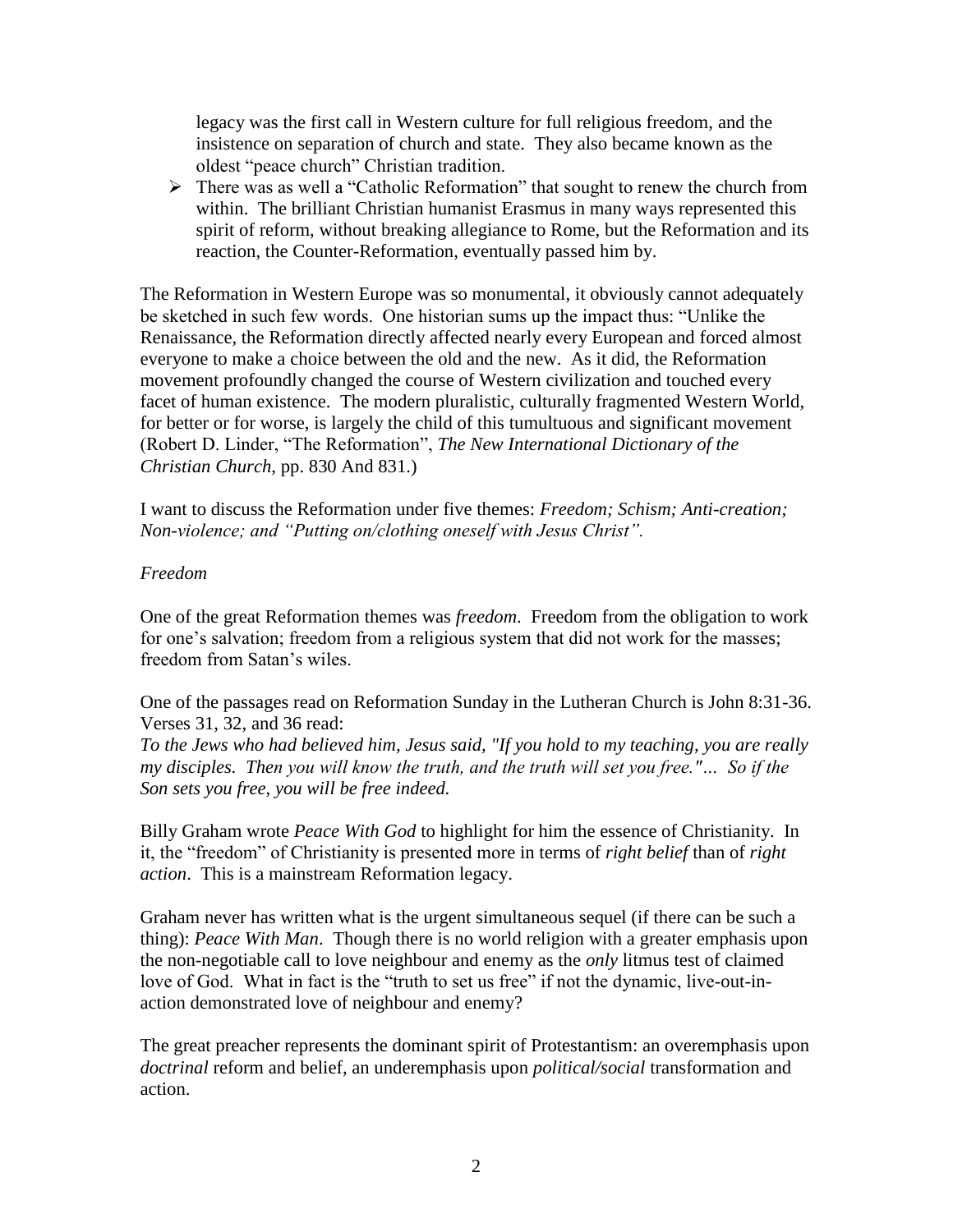legacy was the first call in Western culture for full religious freedom, and the insistence on separation of church and state. They also became known as the oldest "peace church" Christian tradition.

- There was as well a "Catholic Reformation" that sought to renew the church from within. The brilliant Christian humanist Erasmus in many ways represented this spirit of reform, without breaking allegiance to Rome, but the Reformation and its reaction, the Counter-Reformation, eventually passed him by.

The Reformation in Western Europe was so monumental, it obviously cannot adequately be sketched in such few words. One historian sums up the impact thus: "Unlike the Renaissance, the Reformation directly affected nearly every European and forced almost everyone to make a choice between the old and the new. As it did, the Reformation movement profoundly changed the course of Western civilization and touched every facet of human existence. The modern pluralistic, culturally fragmented Western World, for better or for worse, is largely the child of this tumultuous and significant movement (Robert D. Linder, "The Reformation", *The New International Dictionary of the Christian Church*, pp. 830 And 831.)

I want to discuss the Reformation under five themes: *Freedom; Schism; Anti-creation; Non-violence; and "Putting on/clothing oneself with Jesus Christ".*

*Freedom*

One of the great Reformation themes was *freedom*. Freedom from the obligation to work for one's salvation; freedom from a religious system that did not work for the masses; freedom from Satan's wiles.

One of the passages read on Reformation Sunday in the Lutheran Church is John 8:31-36. Verses 31, 32, and 36 read:
*To the Jews who had believed him, Jesus said, "If you hold to my teaching, you are really my disciples. Then you will know the truth, and the truth will set you free."… So if the Son sets you free, you will be free indeed.*

Billy Graham wrote *Peace With God* to highlight for him the essence of Christianity. In it, the "freedom" of Christianity is presented more in terms of *right belief* than of *right action*. This is a mainstream Reformation legacy.

Graham never has written what is the urgent simultaneous sequel (if there can be such a thing): *Peace With Man*. Though there is no world religion with a greater emphasis upon the non-negotiable call to love neighbour and enemy as the *only* litmus test of claimed love of God. What in fact is the "truth to set us free" if not the dynamic, live-out-in-action demonstrated love of neighbour and enemy?

The great preacher represents the dominant spirit of Protestantism: an overemphasis upon *doctrinal* reform and belief, an underemphasis upon *political/social* transformation and action.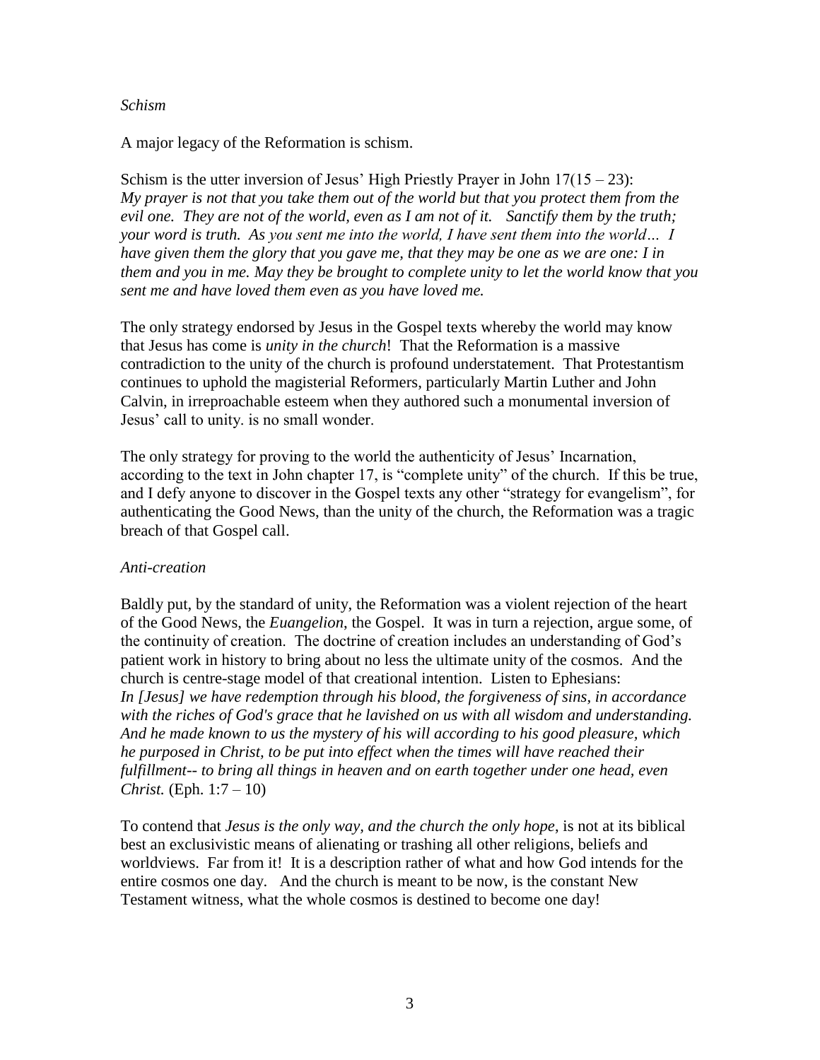*Schism*

A major legacy of the Reformation is schism.

Schism is the utter inversion of Jesus' High Priestly Prayer in John 17(15 – 23):
*My prayer is not that you take them out of the world but that you protect them from the evil one. They are not of the world, even as I am not of it. Sanctify them by the truth; your word is truth. As you sent me into the world, I have sent them into the world… I have given them the glory that you gave me, that they may be one as we are one: I in them and you in me. May they be brought to complete unity to let the world know that you sent me and have loved them even as you have loved me.*

The only strategy endorsed by Jesus in the Gospel texts whereby the world may know that Jesus has come is *unity in the church*! That the Reformation is a massive contradiction to the unity of the church is profound understatement. That Protestantism continues to uphold the magisterial Reformers, particularly Martin Luther and John Calvin, in irreproachable esteem when they authored such a monumental inversion of Jesus' call to unity. is no small wonder.

The only strategy for proving to the world the authenticity of Jesus' Incarnation, according to the text in John chapter 17, is "complete unity" of the church. If this be true, and I defy anyone to discover in the Gospel texts any other "strategy for evangelism", for authenticating the Good News, than the unity of the church, the Reformation was a tragic breach of that Gospel call.

*Anti-creation*

Baldly put, by the standard of unity, the Reformation was a violent rejection of the heart of the Good News, the *Euangelion*, the Gospel. It was in turn a rejection, argue some, of the continuity of creation. The doctrine of creation includes an understanding of God's patient work in history to bring about no less the ultimate unity of the cosmos. And the church is centre-stage model of that creational intention. Listen to Ephesians:
*In [Jesus] we have redemption through his blood, the forgiveness of sins, in accordance with the riches of God's grace that he lavished on us with all wisdom and understanding. And he made known to us the mystery of his will according to his good pleasure, which he purposed in Christ, to be put into effect when the times will have reached their fulfillment-- to bring all things in heaven and on earth together under one head, even Christ.* (Eph. 1:7 – 10)

To contend that *Jesus is the only way, and the church the only hope*, is not at its biblical best an exclusivistic means of alienating or trashing all other religions, beliefs and worldviews. Far from it! It is a description rather of what and how God intends for the entire cosmos one day. And the church is meant to be now, is the constant New Testament witness, what the whole cosmos is destined to become one day!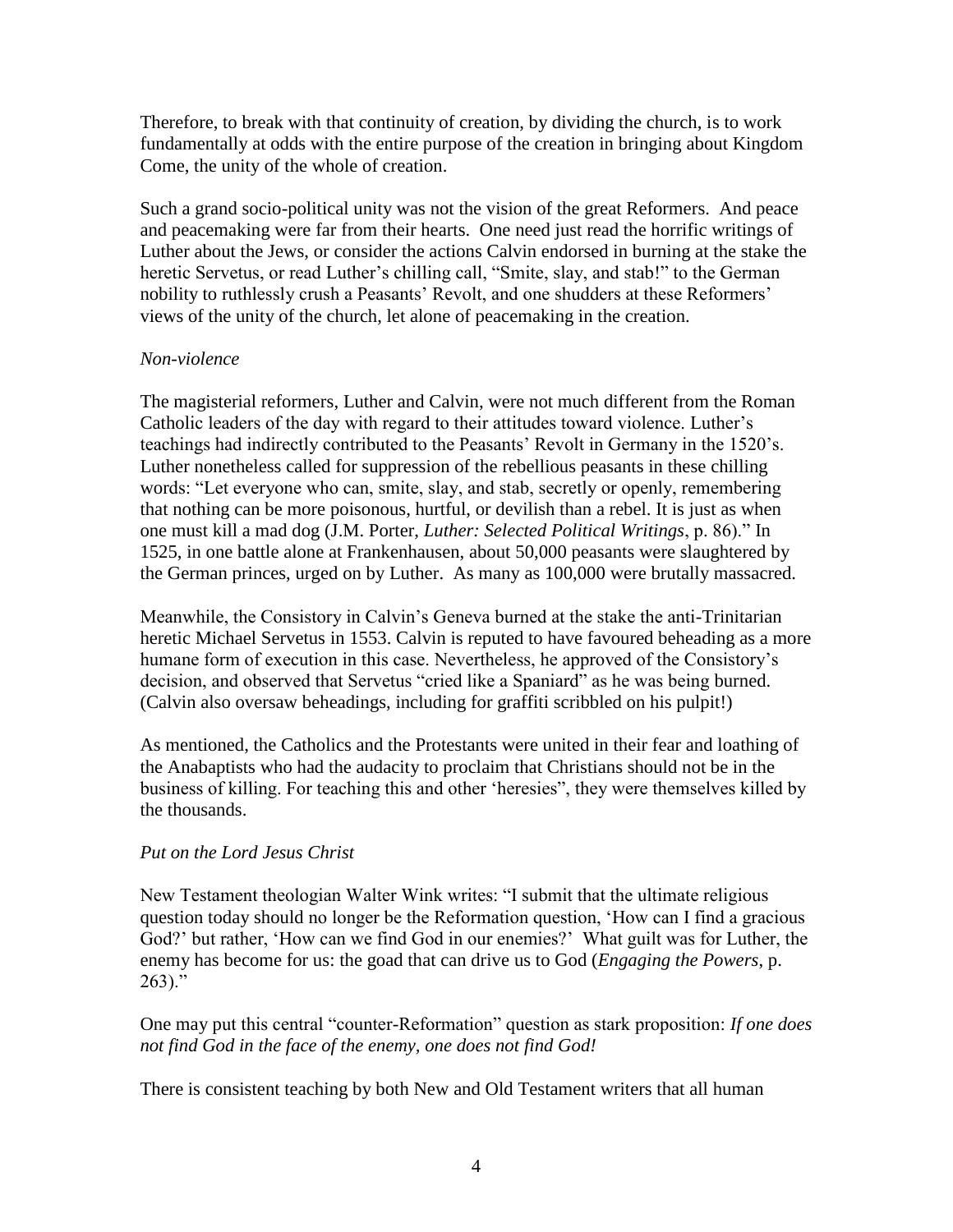Therefore, to break with that continuity of creation, by dividing the church, is to work fundamentally at odds with the entire purpose of the creation in bringing about Kingdom Come, the unity of the whole of creation.

Such a grand socio-political unity was not the vision of the great Reformers. And peace and peacemaking were far from their hearts. One need just read the horrific writings of Luther about the Jews, or consider the actions Calvin endorsed in burning at the stake the heretic Servetus, or read Luther's chilling call, "Smite, slay, and stab!" to the German nobility to ruthlessly crush a Peasants' Revolt, and one shudders at these Reformers' views of the unity of the church, let alone of peacemaking in the creation.

*Non-violence*

The magisterial reformers, Luther and Calvin, were not much different from the Roman Catholic leaders of the day with regard to their attitudes toward violence. Luther's teachings had indirectly contributed to the Peasants' Revolt in Germany in the 1520's. Luther nonetheless called for suppression of the rebellious peasants in these chilling words: "Let everyone who can, smite, slay, and stab, secretly or openly, remembering that nothing can be more poisonous, hurtful, or devilish than a rebel. It is just as when one must kill a mad dog (J.M. Porter, *Luther: Selected Political Writings*, p. 86)." In 1525, in one battle alone at Frankenhausen, about 50,000 peasants were slaughtered by the German princes, urged on by Luther. As many as 100,000 were brutally massacred.

Meanwhile, the Consistory in Calvin's Geneva burned at the stake the anti-Trinitarian heretic Michael Servetus in 1553. Calvin is reputed to have favoured beheading as a more humane form of execution in this case. Nevertheless, he approved of the Consistory's decision, and observed that Servetus "cried like a Spaniard" as he was being burned. (Calvin also oversaw beheadings, including for graffiti scribbled on his pulpit!)

As mentioned, the Catholics and the Protestants were united in their fear and loathing of the Anabaptists who had the audacity to proclaim that Christians should not be in the business of killing. For teaching this and other 'heresies", they were themselves killed by the thousands.

*Put on the Lord Jesus Christ*

New Testament theologian Walter Wink writes: "I submit that the ultimate religious question today should no longer be the Reformation question, 'How can I find a gracious God?' but rather, 'How can we find God in our enemies?' What guilt was for Luther, the enemy has become for us: the goad that can drive us to God (*Engaging the Powers*, p. 263)."

One may put this central "counter-Reformation" question as stark proposition: *If one does not find God in the face of the enemy, one does not find God!*

There is consistent teaching by both New and Old Testament writers that all human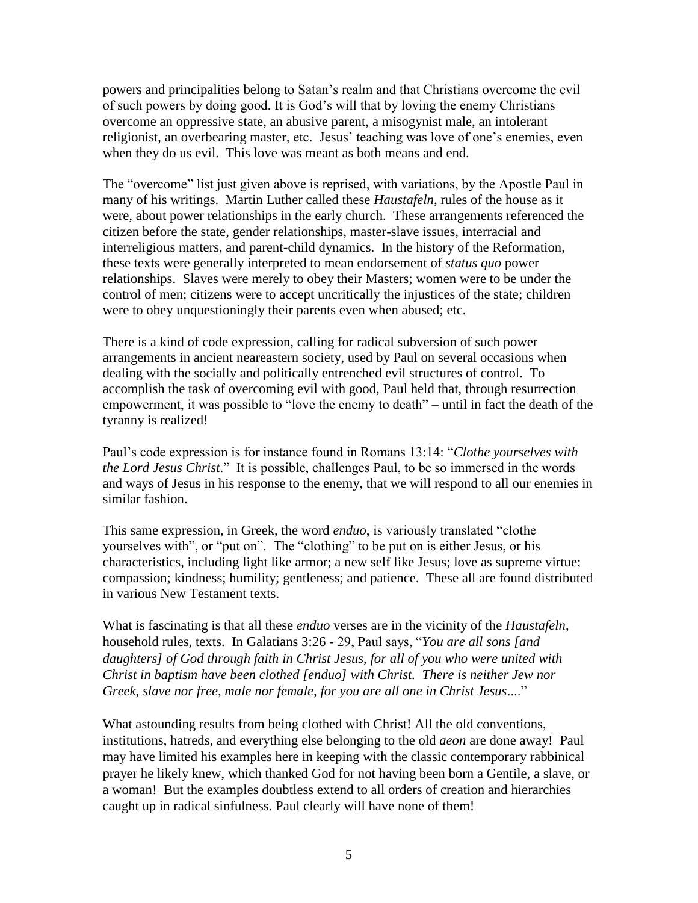powers and principalities belong to Satan's realm and that Christians overcome the evil of such powers by doing good. It is God's will that by loving the enemy Christians overcome an oppressive state, an abusive parent, a misogynist male, an intolerant religionist, an overbearing master, etc. Jesus' teaching was love of one's enemies, even when they do us evil. This love was meant as both means and end.

The "overcome" list just given above is reprised, with variations, by the Apostle Paul in many of his writings. Martin Luther called these *Haustafeln*, rules of the house as it were, about power relationships in the early church. These arrangements referenced the citizen before the state, gender relationships, master-slave issues, interracial and interreligious matters, and parent-child dynamics. In the history of the Reformation, these texts were generally interpreted to mean endorsement of *status quo* power relationships. Slaves were merely to obey their Masters; women were to be under the control of men; citizens were to accept uncritically the injustices of the state; children were to obey unquestioningly their parents even when abused; etc.

There is a kind of code expression, calling for radical subversion of such power arrangements in ancient neareastern society, used by Paul on several occasions when dealing with the socially and politically entrenched evil structures of control. To accomplish the task of overcoming evil with good, Paul held that, through resurrection empowerment, it was possible to "love the enemy to death" – until in fact the death of the tyranny is realized!

Paul's code expression is for instance found in Romans 13:14: "*Clothe yourselves with the Lord Jesus Christ*." It is possible, challenges Paul, to be so immersed in the words and ways of Jesus in his response to the enemy, that we will respond to all our enemies in similar fashion.

This same expression, in Greek, the word *enduo*, is variously translated "clothe yourselves with", or "put on". The "clothing" to be put on is either Jesus, or his characteristics, including light like armor; a new self like Jesus; love as supreme virtue; compassion; kindness; humility; gentleness; and patience. These all are found distributed in various New Testament texts.

What is fascinating is that all these *enduo* verses are in the vicinity of the *Haustafeln*, household rules, texts. In Galatians 3:26 - 29, Paul says, "*You are all sons [and daughters] of God through faith in Christ Jesus, for all of you who were united with Christ in baptism have been clothed [enduo] with Christ. There is neither Jew nor Greek, slave nor free, male nor female, for you are all one in Christ Jesus*...."

What astounding results from being clothed with Christ! All the old conventions, institutions, hatreds, and everything else belonging to the old *aeon* are done away! Paul may have limited his examples here in keeping with the classic contemporary rabbinical prayer he likely knew, which thanked God for not having been born a Gentile, a slave, or a woman! But the examples doubtless extend to all orders of creation and hierarchies caught up in radical sinfulness. Paul clearly will have none of them!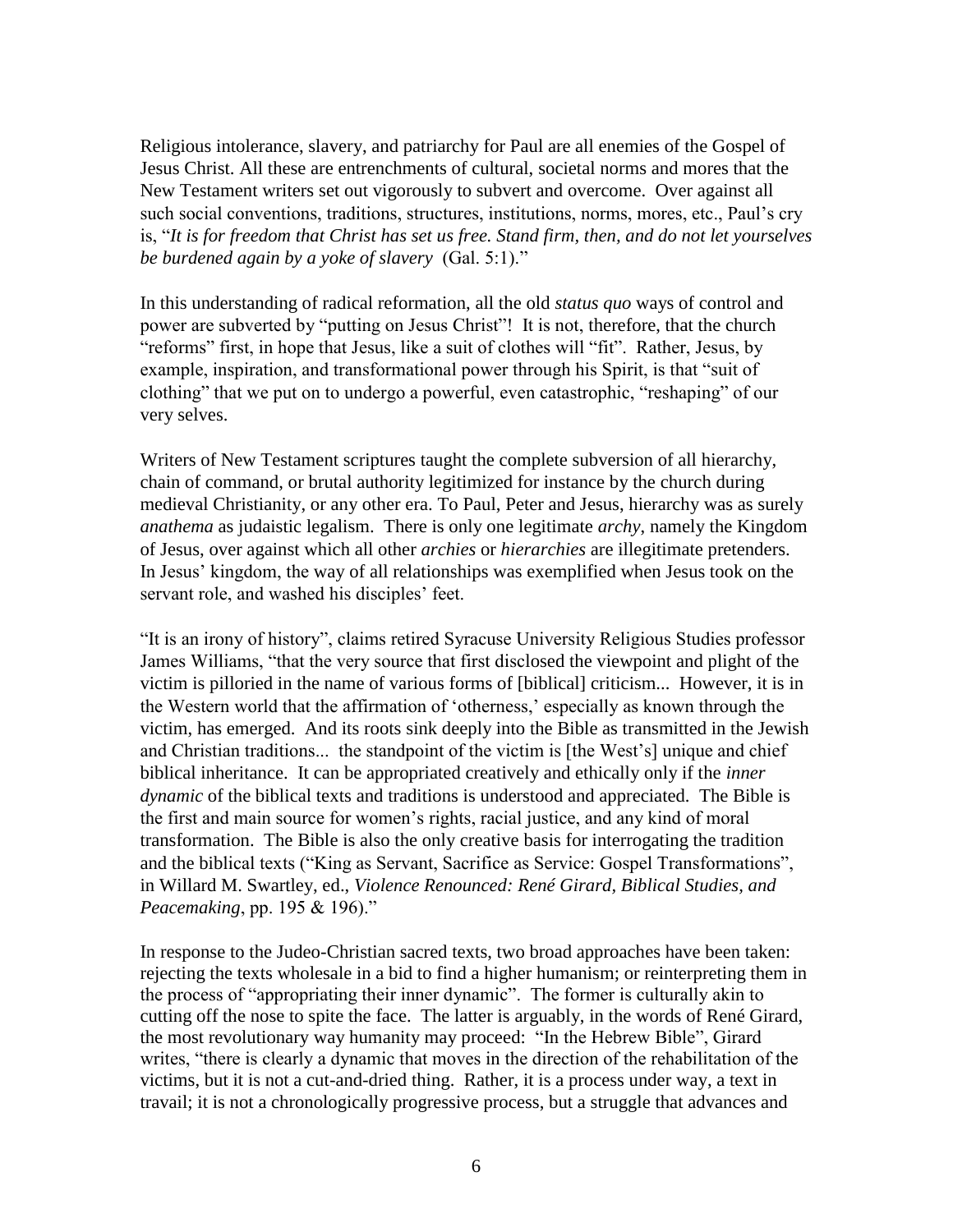Religious intolerance, slavery, and patriarchy for Paul are all enemies of the Gospel of Jesus Christ. All these are entrenchments of cultural, societal norms and mores that the New Testament writers set out vigorously to subvert and overcome. Over against all such social conventions, traditions, structures, institutions, norms, mores, etc., Paul's cry is, "*It is for freedom that Christ has set us free. Stand firm, then, and do not let yourselves be burdened again by a yoke of slavery* (Gal. 5:1)."

In this understanding of radical reformation, all the old *status quo* ways of control and power are subverted by "putting on Jesus Christ"! It is not, therefore, that the church "reforms" first, in hope that Jesus, like a suit of clothes will "fit". Rather, Jesus, by example, inspiration, and transformational power through his Spirit, is that "suit of clothing" that we put on to undergo a powerful, even catastrophic, "reshaping" of our very selves.

Writers of New Testament scriptures taught the complete subversion of all hierarchy, chain of command, or brutal authority legitimized for instance by the church during medieval Christianity, or any other era. To Paul, Peter and Jesus, hierarchy was as surely *anathema* as judaistic legalism. There is only one legitimate *archy*, namely the Kingdom of Jesus, over against which all other *archies* or *hierarchies* are illegitimate pretenders. In Jesus' kingdom, the way of all relationships was exemplified when Jesus took on the servant role, and washed his disciples' feet.

"It is an irony of history", claims retired Syracuse University Religious Studies professor James Williams, "that the very source that first disclosed the viewpoint and plight of the victim is pilloried in the name of various forms of [biblical] criticism... However, it is in the Western world that the affirmation of 'otherness,' especially as known through the victim, has emerged. And its roots sink deeply into the Bible as transmitted in the Jewish and Christian traditions... the standpoint of the victim is [the West's] unique and chief biblical inheritance. It can be appropriated creatively and ethically only if the *inner dynamic* of the biblical texts and traditions is understood and appreciated. The Bible is the first and main source for women's rights, racial justice, and any kind of moral transformation. The Bible is also the only creative basis for interrogating the tradition and the biblical texts ("King as Servant, Sacrifice as Service: Gospel Transformations", in Willard M. Swartley, ed., *Violence Renounced: René Girard, Biblical Studies, and Peacemaking*, pp. 195 & 196)."

In response to the Judeo-Christian sacred texts, two broad approaches have been taken: rejecting the texts wholesale in a bid to find a higher humanism; or reinterpreting them in the process of "appropriating their inner dynamic". The former is culturally akin to cutting off the nose to spite the face. The latter is arguably, in the words of René Girard, the most revolutionary way humanity may proceed: "In the Hebrew Bible", Girard writes, "there is clearly a dynamic that moves in the direction of the rehabilitation of the victims, but it is not a cut-and-dried thing. Rather, it is a process under way, a text in travail; it is not a chronologically progressive process, but a struggle that advances and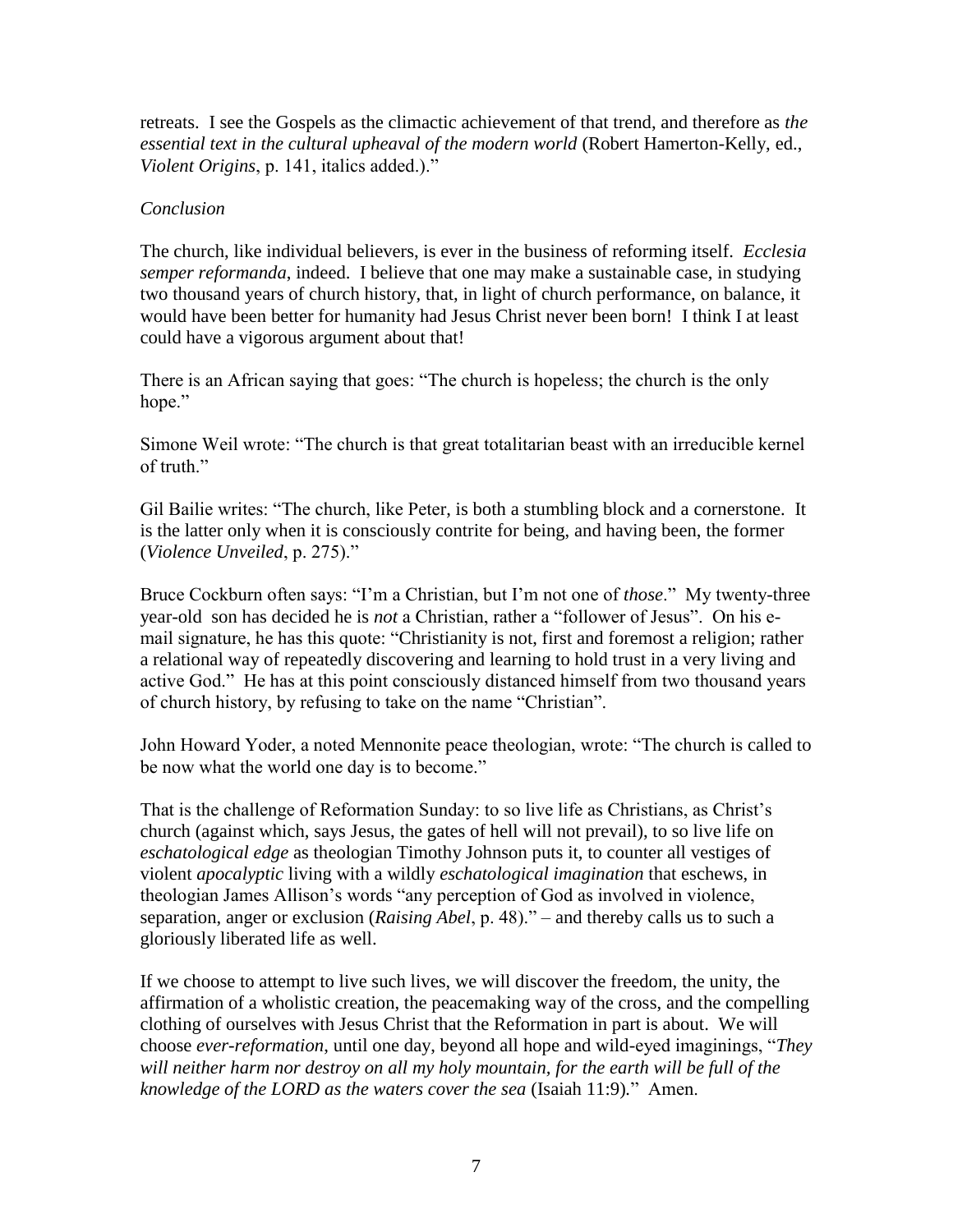retreats. I see the Gospels as the climactic achievement of that trend, and therefore as *the essential text in the cultural upheaval of the modern world* (Robert Hamerton-Kelly, ed., *Violent Origins*, p. 141, italics added.)."

*Conclusion*

The church, like individual believers, is ever in the business of reforming itself. *Ecclesia semper reformanda*, indeed. I believe that one may make a sustainable case, in studying two thousand years of church history, that, in light of church performance, on balance, it would have been better for humanity had Jesus Christ never been born! I think I at least could have a vigorous argument about that!

There is an African saying that goes: "The church is hopeless; the church is the only hope."

Simone Weil wrote: "The church is that great totalitarian beast with an irreducible kernel of truth."

Gil Bailie writes: "The church, like Peter, is both a stumbling block and a cornerstone. It is the latter only when it is consciously contrite for being, and having been, the former (*Violence Unveiled*, p. 275)."

Bruce Cockburn often says: "I'm a Christian, but I'm not one of *those*." My twenty-three year-old son has decided he is *not* a Christian, rather a "follower of Jesus". On his e-mail signature, he has this quote: "Christianity is not, first and foremost a religion; rather a relational way of repeatedly discovering and learning to hold trust in a very living and active God." He has at this point consciously distanced himself from two thousand years of church history, by refusing to take on the name "Christian".

John Howard Yoder, a noted Mennonite peace theologian, wrote: "The church is called to be now what the world one day is to become."

That is the challenge of Reformation Sunday: to so live life as Christians, as Christ's church (against which, says Jesus, the gates of hell will not prevail), to so live life on *eschatological edge* as theologian Timothy Johnson puts it, to counter all vestiges of violent *apocalyptic* living with a wildly *eschatological imagination* that eschews, in theologian James Allison's words "any perception of God as involved in violence, separation, anger or exclusion (*Raising Abel*, p. 48)." – and thereby calls us to such a gloriously liberated life as well.

If we choose to attempt to live such lives, we will discover the freedom, the unity, the affirmation of a wholistic creation, the peacemaking way of the cross, and the compelling clothing of ourselves with Jesus Christ that the Reformation in part is about. We will choose *ever-reformation*, until one day, beyond all hope and wild-eyed imaginings, "*They will neither harm nor destroy on all my holy mountain, for the earth will be full of the knowledge of the LORD as the waters cover the sea* (Isaiah 11:9)." Amen.